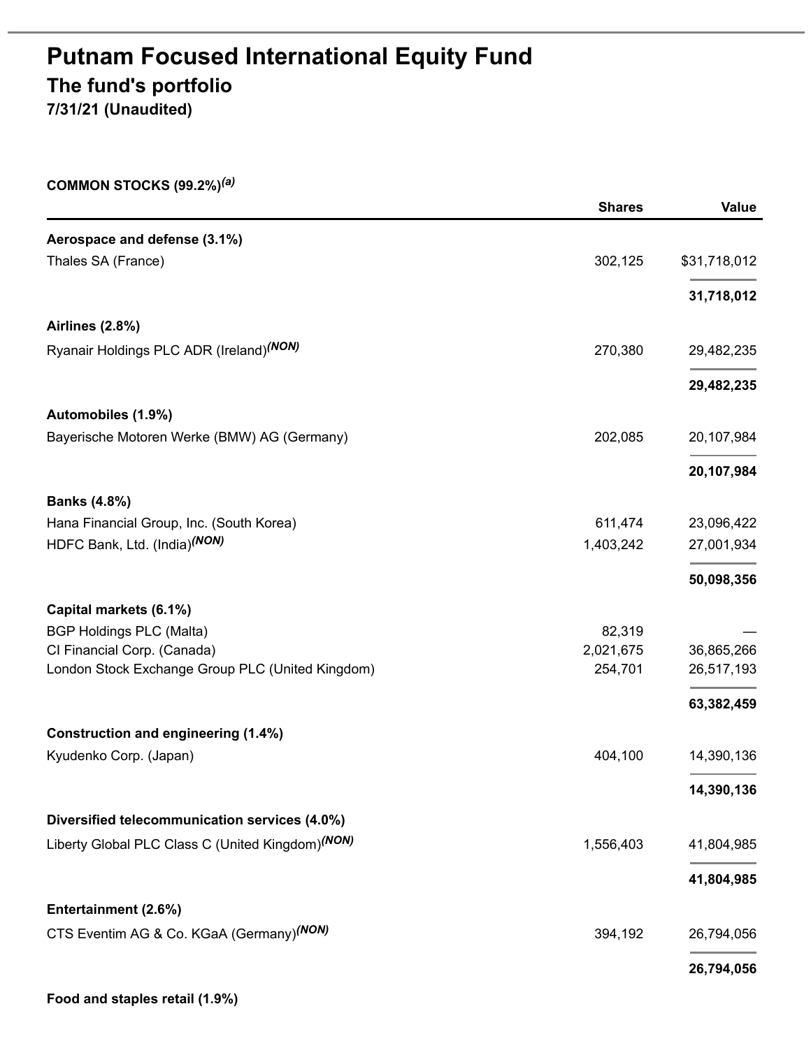# Putnam Focused International Equity Fund

## The fund's portfolio

**7/31/21 (Unaudited)**

**COMMON STOCKS (99.2%)[(a)]**

| | Shares | Value |
|---|---|---|
| **Aerospace and defense (3.1%)** | | |
| Thales SA (France) | 302,125 | $31,718,012 |
| | | **31,718,012** |
| **Airlines (2.8%)** | | |
| Ryanair Holdings PLC ADR (Ireland)[(NON)] | 270,380 | 29,482,235 |
| | | **29,482,235** |
| **Automobiles (1.9%)** | | |
| Bayerische Motoren Werke (BMW) AG (Germany) | 202,085 | 20,107,984 |
| | | **20,107,984** |
| **Banks (4.8%)** | | |
| Hana Financial Group, Inc. (South Korea) | 611,474 | 23,096,422 |
| HDFC Bank, Ltd. (India)[(NON)] | 1,403,242 | 27,001,934 |
| | | **50,098,356** |
| **Capital markets (6.1%)** | | |
| BGP Holdings PLC (Malta) | 82,319 | — |
| CI Financial Corp. (Canada) | 2,021,675 | 36,865,266 |
| London Stock Exchange Group PLC (United Kingdom) | 254,701 | 26,517,193 |
| | | **63,382,459** |
| **Construction and engineering (1.4%)** | | |
| Kyudenko Corp. (Japan) | 404,100 | 14,390,136 |
| | | **14,390,136** |
| **Diversified telecommunication services (4.0%)** | | |
| Liberty Global PLC Class C (United Kingdom)[(NON)] | 1,556,403 | 41,804,985 |
| | | **41,804,985** |
| **Entertainment (2.6%)** | | |
| CTS Eventim AG & Co. KGaA (Germany)[(NON)] | 394,192 | 26,794,056 |
| | | **26,794,056** |
| **Food and staples retail (1.9%)** | | |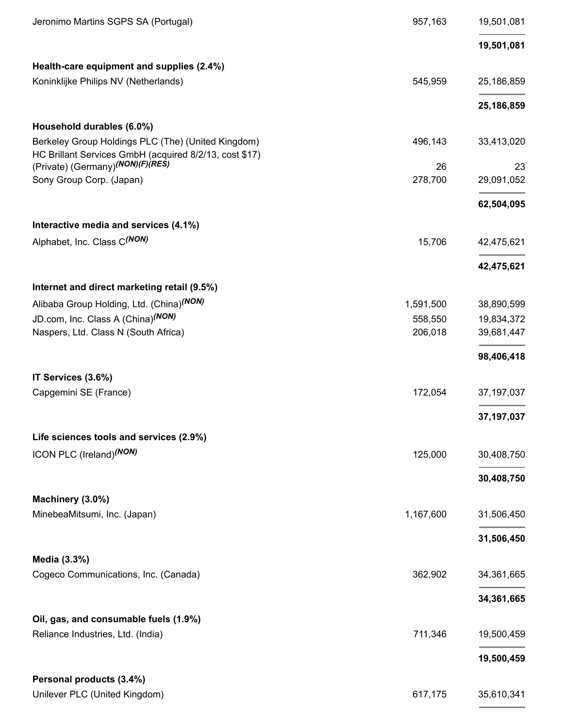| | | |
|---|---|---|
| Jeronimo Martins SGPS SA (Portugal) | 957,163 | 19,501,081 |
| | | **19,501,081** |
| **Health-care equipment and supplies (2.4%)** | | |
| Koninklijke Philips NV (Netherlands) | 545,959 | 25,186,859 |
| | | **25,186,859** |
| **Household durables (6.0%)** | | |
| Berkeley Group Holdings PLC (The) (United Kingdom) | 496,143 | 33,413,020 |
| HC Brillant Services GmbH (acquired 8/2/13, cost $17) (Private) (Germany)*(NON)(F)(RES)* | 26 | 23 |
| Sony Group Corp. (Japan) | 278,700 | 29,091,052 |
| | | **62,504,095** |
| **Interactive media and services (4.1%)** | | |
| Alphabet, Inc. Class C*(NON)* | 15,706 | 42,475,621 |
| | | **42,475,621** |
| **Internet and direct marketing retail (9.5%)** | | |
| Alibaba Group Holding, Ltd. (China)*(NON)* | 1,591,500 | 38,890,599 |
| JD.com, Inc. Class A (China)*(NON)* | 558,550 | 19,834,372 |
| Naspers, Ltd. Class N (South Africa) | 206,018 | 39,681,447 |
| | | **98,406,418** |
| **IT Services (3.6%)** | | |
| Capgemini SE (France) | 172,054 | 37,197,037 |
| | | **37,197,037** |
| **Life sciences tools and services (2.9%)** | | |
| ICON PLC (Ireland)*(NON)* | 125,000 | 30,408,750 |
| | | **30,408,750** |
| **Machinery (3.0%)** | | |
| MinebeaMitsumi, Inc. (Japan) | 1,167,600 | 31,506,450 |
| | | **31,506,450** |
| **Media (3.3%)** | | |
| Cogeco Communications, Inc. (Canada) | 362,902 | 34,361,665 |
| | | **34,361,665** |
| **Oil, gas, and consumable fuels (1.9%)** | | |
| Reliance Industries, Ltd. (India) | 711,346 | 19,500,459 |
| | | **19,500,459** |
| **Personal products (3.4%)** | | |
| Unilever PLC (United Kingdom) | 617,175 | 35,610,341 |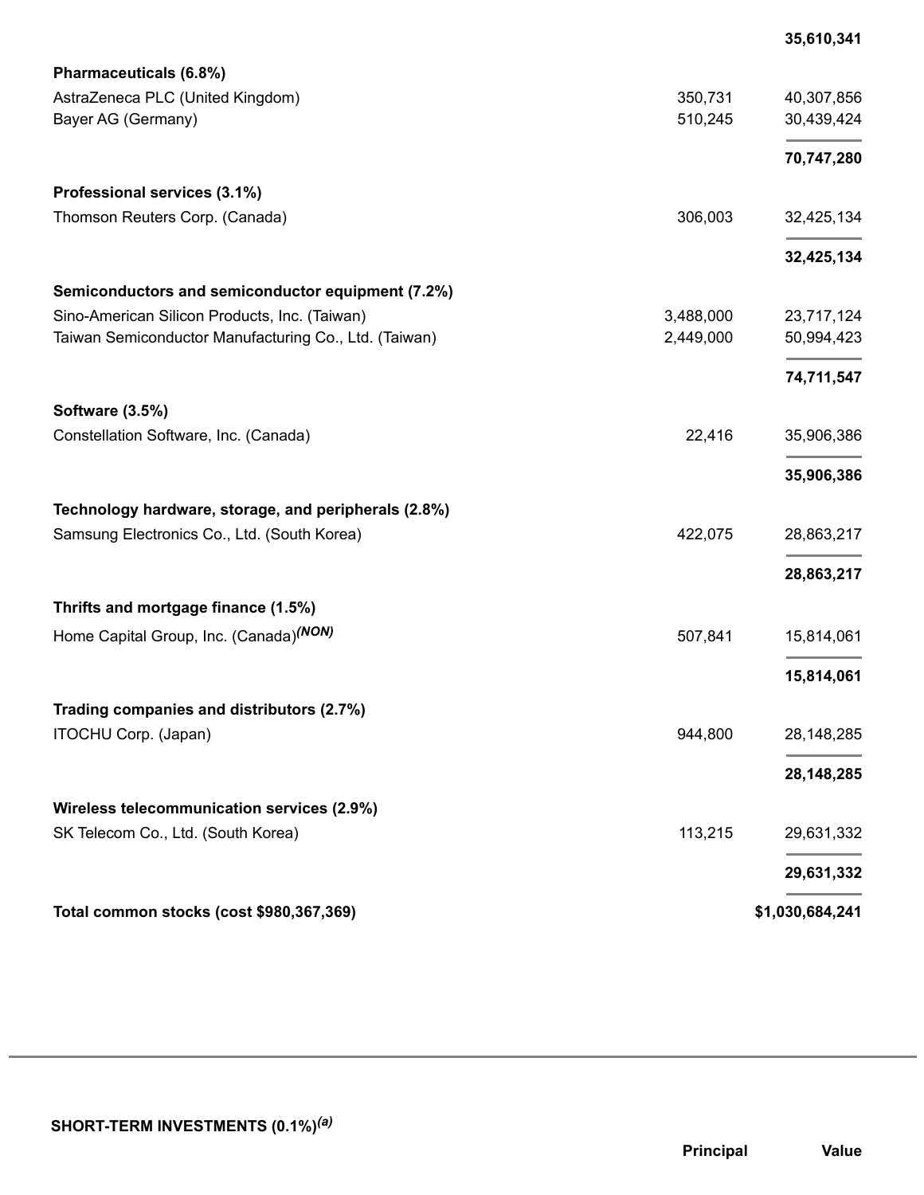| | | |
|---|---|---|
| | | **35,610,341** |
| **Pharmaceuticals (6.8%)** | | |
| AstraZeneca PLC (United Kingdom) | 350,731 | 40,307,856 |
| Bayer AG (Germany) | 510,245 | 30,439,424 |
| | | **70,747,280** |
| **Professional services (3.1%)** | | |
| Thomson Reuters Corp. (Canada) | 306,003 | 32,425,134 |
| | | **32,425,134** |
| **Semiconductors and semiconductor equipment (7.2%)** | | |
| Sino-American Silicon Products, Inc. (Taiwan) | 3,488,000 | 23,717,124 |
| Taiwan Semiconductor Manufacturing Co., Ltd. (Taiwan) | 2,449,000 | 50,994,423 |
| | | **74,711,547** |
| **Software (3.5%)** | | |
| Constellation Software, Inc. (Canada) | 22,416 | 35,906,386 |
| | | **35,906,386** |
| **Technology hardware, storage, and peripherals (2.8%)** | | |
| Samsung Electronics Co., Ltd. (South Korea) | 422,075 | 28,863,217 |
| | | **28,863,217** |
| **Thrifts and mortgage finance (1.5%)** | | |
| Home Capital Group, Inc. (Canada)[(NON)] | 507,841 | 15,814,061 |
| | | **15,814,061** |
| **Trading companies and distributors (2.7%)** | | |
| ITOCHU Corp. (Japan) | 944,800 | 28,148,285 |
| | | **28,148,285** |
| **Wireless telecommunication services (2.9%)** | | |
| SK Telecom Co., Ltd. (South Korea) | 113,215 | 29,631,332 |
| | | **29,631,332** |
| **Total common stocks (cost $980,367,369)** | | **$1,030,684,241** |

---

| **SHORT-TERM INVESTMENTS (0.1%)[(a)]** | **Principal** | **Value** |
|---|---|---|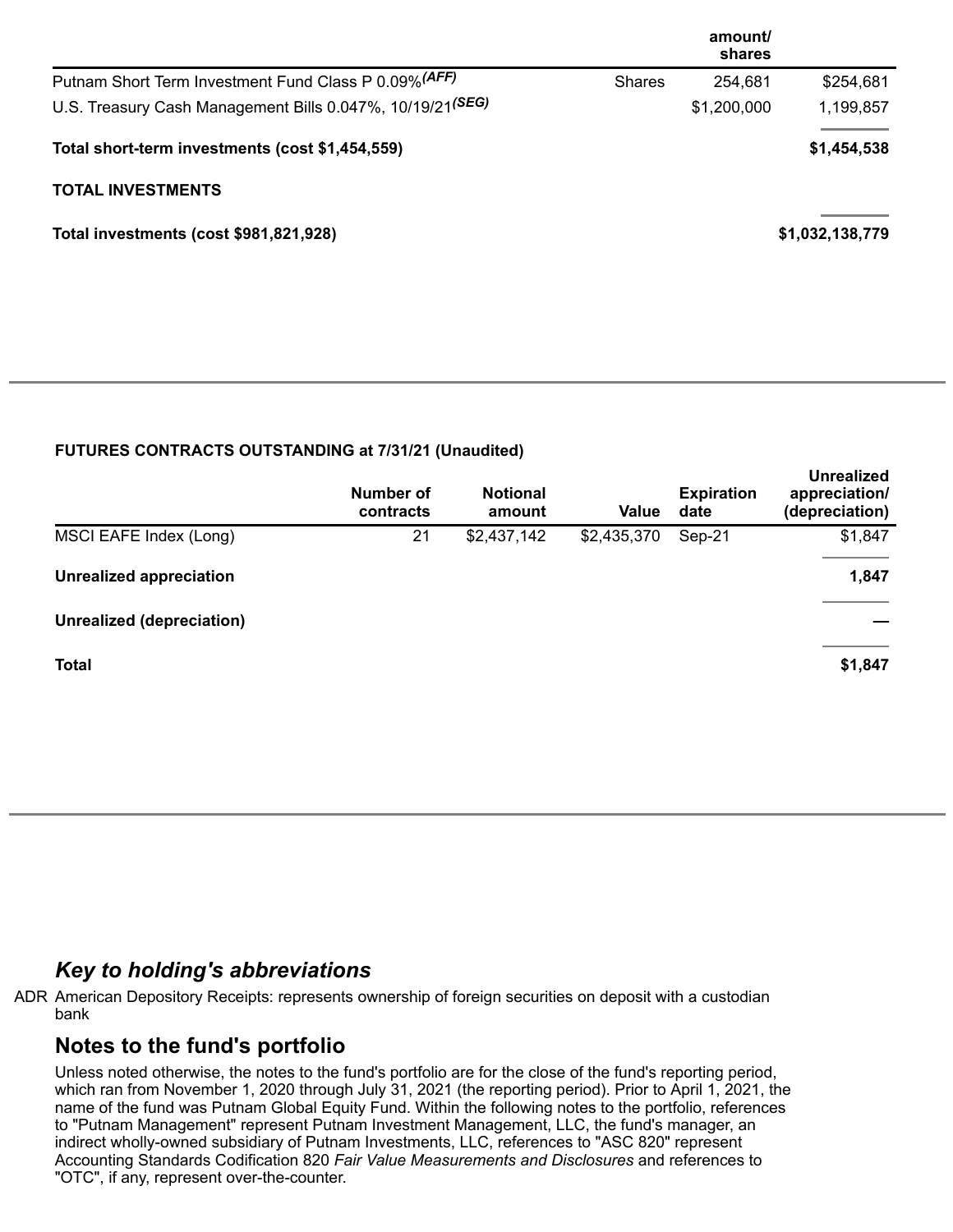| | | amount/ shares | |
|---|---|---|---|
| Putnam Short Term Investment Fund Class P 0.09% (AFF) | Shares | 254,681 | $254,681 |
| U.S. Treasury Cash Management Bills 0.047%, 10/19/21 (SEG) | | $1,200,000 | 1,199,857 |
| **Total short-term investments (cost $1,454,559)** | | | **$1,454,538** |
| **TOTAL INVESTMENTS** | | | |
| **Total investments (cost $981,821,928)** | | | **$1,032,138,779** |

**FUTURES CONTRACTS OUTSTANDING at 7/31/21 (Unaudited)**

| | Number of contracts | Notional amount | Value | Expiration date | Unrealized appreciation/ (depreciation) |
|---|---|---|---|---|---|
| MSCI EAFE Index (Long) | 21 | $2,437,142 | $2,435,370 | Sep-21 | $1,847 |
| **Unrealized appreciation** | | | | | **1,847** |
| **Unrealized (depreciation)** | | | | | **—** |
| **Total** | | | | | **$1,847** |

## *Key to holding's abbreviations*

ADR American Depository Receipts: represents ownership of foreign securities on deposit with a custodian bank

## Notes to the fund's portfolio

Unless noted otherwise, the notes to the fund's portfolio are for the close of the fund's reporting period, which ran from November 1, 2020 through July 31, 2021 (the reporting period). Prior to April 1, 2021, the name of the fund was Putnam Global Equity Fund. Within the following notes to the portfolio, references to "Putnam Management" represent Putnam Investment Management, LLC, the fund's manager, an indirect wholly-owned subsidiary of Putnam Investments, LLC, references to "ASC 820" represent Accounting Standards Codification 820 *Fair Value Measurements and Disclosures* and references to "OTC", if any, represent over-the-counter.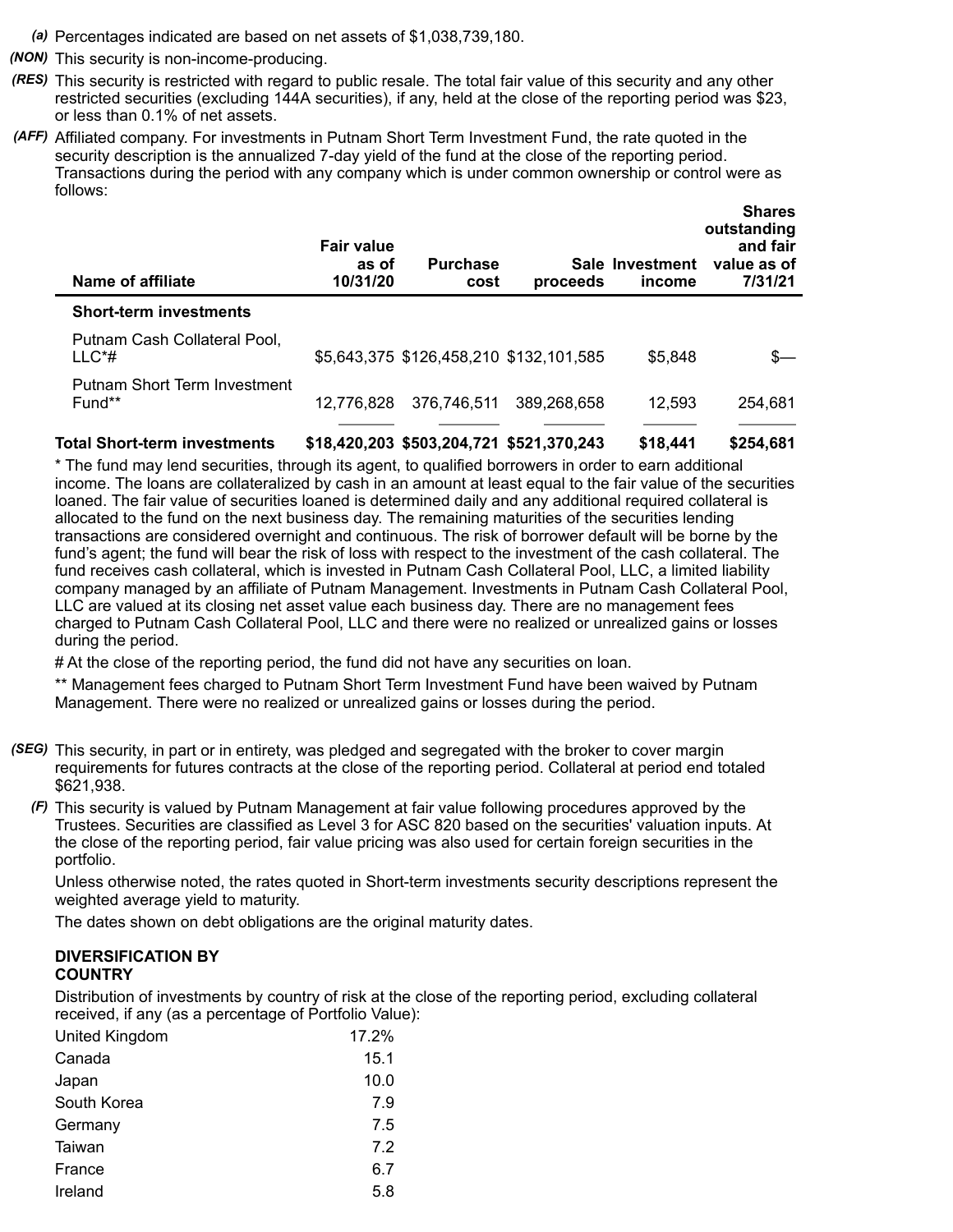*(a)* Percentages indicated are based on net assets of $1,038,739,180.

*(NON)* This security is non-income-producing.

*(RES)* This security is restricted with regard to public resale. The total fair value of this security and any other restricted securities (excluding 144A securities), if any, held at the close of the reporting period was $23, or less than 0.1% of net assets.

*(AFF)* Affiliated company. For investments in Putnam Short Term Investment Fund, the rate quoted in the security description is the annualized 7-day yield of the fund at the close of the reporting period. Transactions during the period with any company which is under common ownership or control were as follows:

| Name of affiliate | Fair value as of 10/31/20 | Purchase cost | Sale proceeds | Investment income | Shares outstanding and fair value as of 7/31/21 |
|---|---|---|---|---|---|
| **Short-term investments** | | | | | |
| Putnam Cash Collateral Pool, LLC*# | $5,643,375 | $126,458,210 | $132,101,585 | $5,848 | $— |
| Putnam Short Term Investment Fund** | 12,776,828 | 376,746,511 | 389,268,658 | 12,593 | 254,681 |
| **Total Short-term investments** | **$18,420,203** | **$503,204,721** | **$521,370,243** | **$18,441** | **$254,681** |

* The fund may lend securities, through its agent, to qualified borrowers in order to earn additional income. The loans are collateralized by cash in an amount at least equal to the fair value of the securities loaned. The fair value of securities loaned is determined daily and any additional required collateral is allocated to the fund on the next business day. The remaining maturities of the securities lending transactions are considered overnight and continuous. The risk of borrower default will be borne by the fund's agent; the fund will bear the risk of loss with respect to the investment of the cash collateral. The fund receives cash collateral, which is invested in Putnam Cash Collateral Pool, LLC, a limited liability company managed by an affiliate of Putnam Management. Investments in Putnam Cash Collateral Pool, LLC are valued at its closing net asset value each business day. There are no management fees charged to Putnam Cash Collateral Pool, LLC and there were no realized or unrealized gains or losses during the period.

# At the close of the reporting period, the fund did not have any securities on loan.

** Management fees charged to Putnam Short Term Investment Fund have been waived by Putnam Management. There were no realized or unrealized gains or losses during the period.

*(SEG)* This security, in part or in entirety, was pledged and segregated with the broker to cover margin requirements for futures contracts at the close of the reporting period. Collateral at period end totaled $621,938.

*(F)* This security is valued by Putnam Management at fair value following procedures approved by the Trustees. Securities are classified as Level 3 for ASC 820 based on the securities' valuation inputs. At the close of the reporting period, fair value pricing was also used for certain foreign securities in the portfolio.

Unless otherwise noted, the rates quoted in Short-term investments security descriptions represent the weighted average yield to maturity.

The dates shown on debt obligations are the original maturity dates.

**DIVERSIFICATION BY COUNTRY**

Distribution of investments by country of risk at the close of the reporting period, excluding collateral received, if any (as a percentage of Portfolio Value):

| | |
|---|---|
| United Kingdom | 17.2% |
| Canada | 15.1 |
| Japan | 10.0 |
| South Korea | 7.9 |
| Germany | 7.5 |
| Taiwan | 7.2 |
| France | 6.7 |
| Ireland | 5.8 |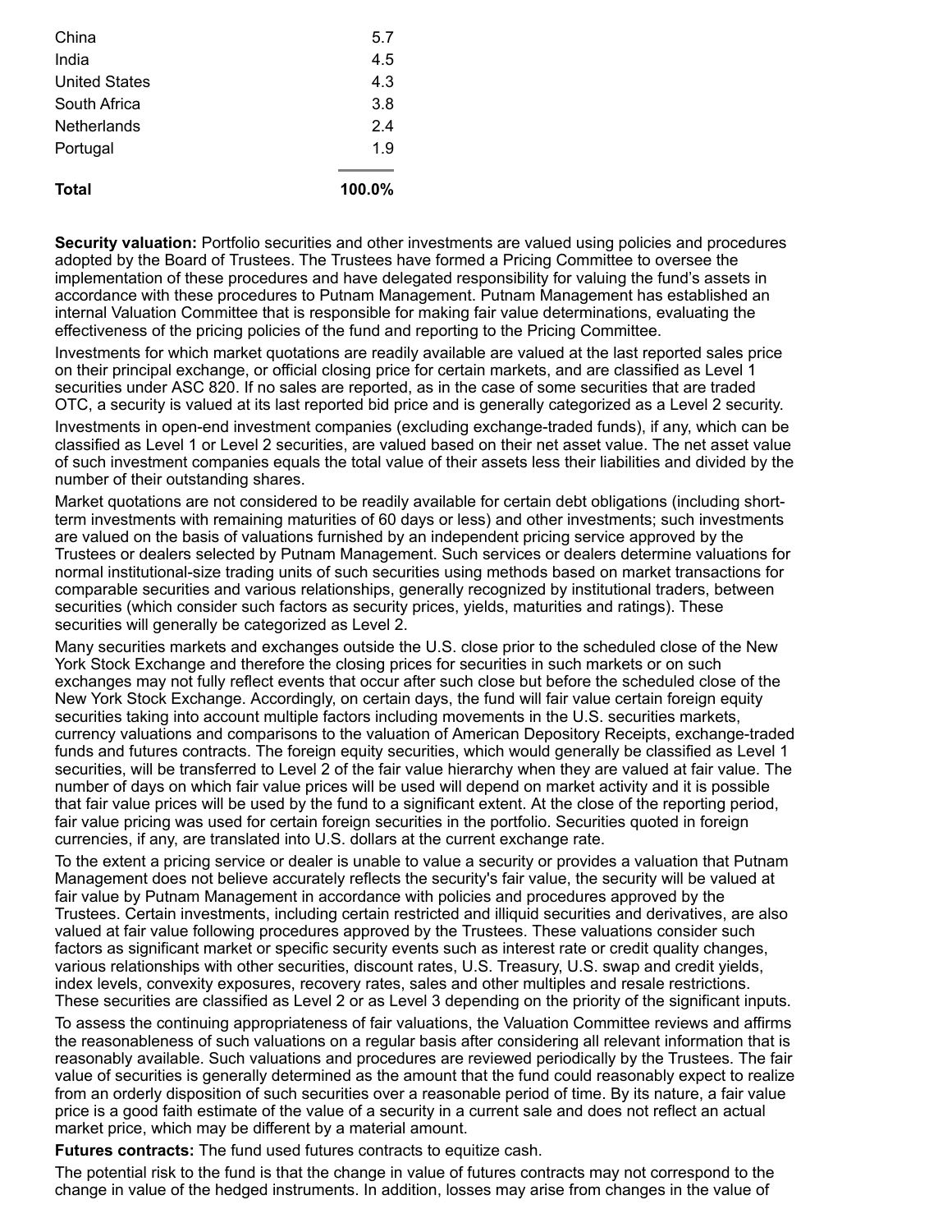| | |
|---|---|
| China | 5.7 |
| India | 4.5 |
| United States | 4.3 |
| South Africa | 3.8 |
| Netherlands | 2.4 |
| Portugal | 1.9 |
| **Total** | **100.0%** |

**Security valuation:** Portfolio securities and other investments are valued using policies and procedures adopted by the Board of Trustees. The Trustees have formed a Pricing Committee to oversee the implementation of these procedures and have delegated responsibility for valuing the fund's assets in accordance with these procedures to Putnam Management. Putnam Management has established an internal Valuation Committee that is responsible for making fair value determinations, evaluating the effectiveness of the pricing policies of the fund and reporting to the Pricing Committee.

Investments for which market quotations are readily available are valued at the last reported sales price on their principal exchange, or official closing price for certain markets, and are classified as Level 1 securities under ASC 820. If no sales are reported, as in the case of some securities that are traded OTC, a security is valued at its last reported bid price and is generally categorized as a Level 2 security.

Investments in open-end investment companies (excluding exchange-traded funds), if any, which can be classified as Level 1 or Level 2 securities, are valued based on their net asset value. The net asset value of such investment companies equals the total value of their assets less their liabilities and divided by the number of their outstanding shares.

Market quotations are not considered to be readily available for certain debt obligations (including short-term investments with remaining maturities of 60 days or less) and other investments; such investments are valued on the basis of valuations furnished by an independent pricing service approved by the Trustees or dealers selected by Putnam Management. Such services or dealers determine valuations for normal institutional-size trading units of such securities using methods based on market transactions for comparable securities and various relationships, generally recognized by institutional traders, between securities (which consider such factors as security prices, yields, maturities and ratings). These securities will generally be categorized as Level 2.

Many securities markets and exchanges outside the U.S. close prior to the scheduled close of the New York Stock Exchange and therefore the closing prices for securities in such markets or on such exchanges may not fully reflect events that occur after such close but before the scheduled close of the New York Stock Exchange. Accordingly, on certain days, the fund will fair value certain foreign equity securities taking into account multiple factors including movements in the U.S. securities markets, currency valuations and comparisons to the valuation of American Depository Receipts, exchange-traded funds and futures contracts. The foreign equity securities, which would generally be classified as Level 1 securities, will be transferred to Level 2 of the fair value hierarchy when they are valued at fair value. The number of days on which fair value prices will be used will depend on market activity and it is possible that fair value prices will be used by the fund to a significant extent. At the close of the reporting period, fair value pricing was used for certain foreign securities in the portfolio. Securities quoted in foreign currencies, if any, are translated into U.S. dollars at the current exchange rate.

To the extent a pricing service or dealer is unable to value a security or provides a valuation that Putnam Management does not believe accurately reflects the security's fair value, the security will be valued at fair value by Putnam Management in accordance with policies and procedures approved by the Trustees. Certain investments, including certain restricted and illiquid securities and derivatives, are also valued at fair value following procedures approved by the Trustees. These valuations consider such factors as significant market or specific security events such as interest rate or credit quality changes, various relationships with other securities, discount rates, U.S. Treasury, U.S. swap and credit yields, index levels, convexity exposures, recovery rates, sales and other multiples and resale restrictions. These securities are classified as Level 2 or as Level 3 depending on the priority of the significant inputs.

To assess the continuing appropriateness of fair valuations, the Valuation Committee reviews and affirms the reasonableness of such valuations on a regular basis after considering all relevant information that is reasonably available. Such valuations and procedures are reviewed periodically by the Trustees. The fair value of securities is generally determined as the amount that the fund could reasonably expect to realize from an orderly disposition of such securities over a reasonable period of time. By its nature, a fair value price is a good faith estimate of the value of a security in a current sale and does not reflect an actual market price, which may be different by a material amount.

**Futures contracts:** The fund used futures contracts to equitize cash.

The potential risk to the fund is that the change in value of futures contracts may not correspond to the change in value of the hedged instruments. In addition, losses may arise from changes in the value of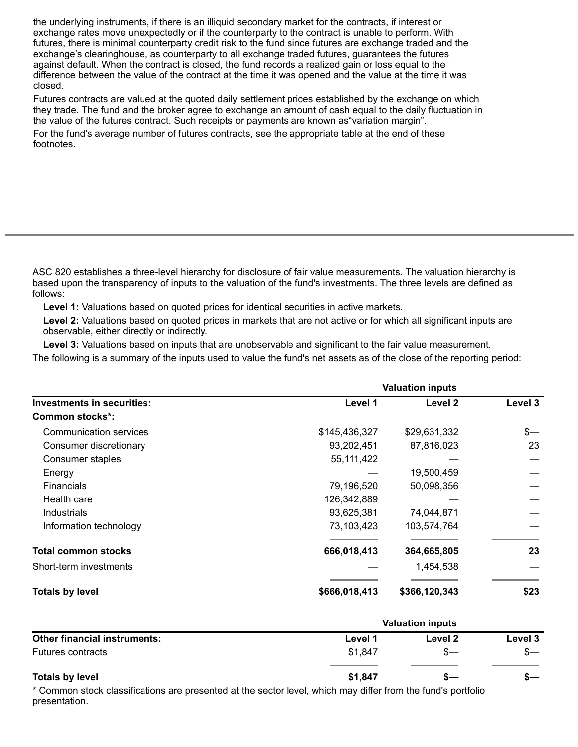the underlying instruments, if there is an illiquid secondary market for the contracts, if interest or exchange rates move unexpectedly or if the counterparty to the contract is unable to perform. With futures, there is minimal counterparty credit risk to the fund since futures are exchange traded and the exchange's clearinghouse, as counterparty to all exchange traded futures, guarantees the futures against default. When the contract is closed, the fund records a realized gain or loss equal to the difference between the value of the contract at the time it was opened and the value at the time it was closed.

Futures contracts are valued at the quoted daily settlement prices established by the exchange on which they trade. The fund and the broker agree to exchange an amount of cash equal to the daily fluctuation in the value of the futures contract. Such receipts or payments are known as"variation margin".

For the fund's average number of futures contracts, see the appropriate table at the end of these footnotes.

---

ASC 820 establishes a three-level hierarchy for disclosure of fair value measurements. The valuation hierarchy is based upon the transparency of inputs to the valuation of the fund's investments. The three levels are defined as follows:

**Level 1:** Valuations based on quoted prices for identical securities in active markets.

**Level 2:** Valuations based on quoted prices in markets that are not active or for which all significant inputs are observable, either directly or indirectly.

**Level 3:** Valuations based on inputs that are unobservable and significant to the fair value measurement.

The following is a summary of the inputs used to value the fund's net assets as of the close of the reporting period:

| | Valuation inputs | | |
|---|---|---|---|
| **Investments in securities:** | **Level 1** | **Level 2** | **Level 3** |
| **Common stocks*:** | | | |
| Communication services | $145,436,327 | $29,631,332 | $— |
| Consumer discretionary | 93,202,451 | 87,816,023 | 23 |
| Consumer staples | 55,111,422 | — | — |
| Energy | — | 19,500,459 | — |
| Financials | 79,196,520 | 50,098,356 | — |
| Health care | 126,342,889 | — | — |
| Industrials | 93,625,381 | 74,044,871 | — |
| Information technology | 73,103,423 | 103,574,764 | — |
| **Total common stocks** | **666,018,413** | **364,665,805** | **23** |
| Short-term investments | — | 1,454,538 | — |
| **Totals by level** | **$666,018,413** | **$366,120,343** | **$23** |

| | Valuation inputs | | |
|---|---|---|---|
| **Other financial instruments:** | **Level 1** | **Level 2** | **Level 3** |
| Futures contracts | $1,847 | $— | $— |
| **Totals by level** | **$1,847** | **$—** | **$—** |

\* Common stock classifications are presented at the sector level, which may differ from the fund's portfolio presentation.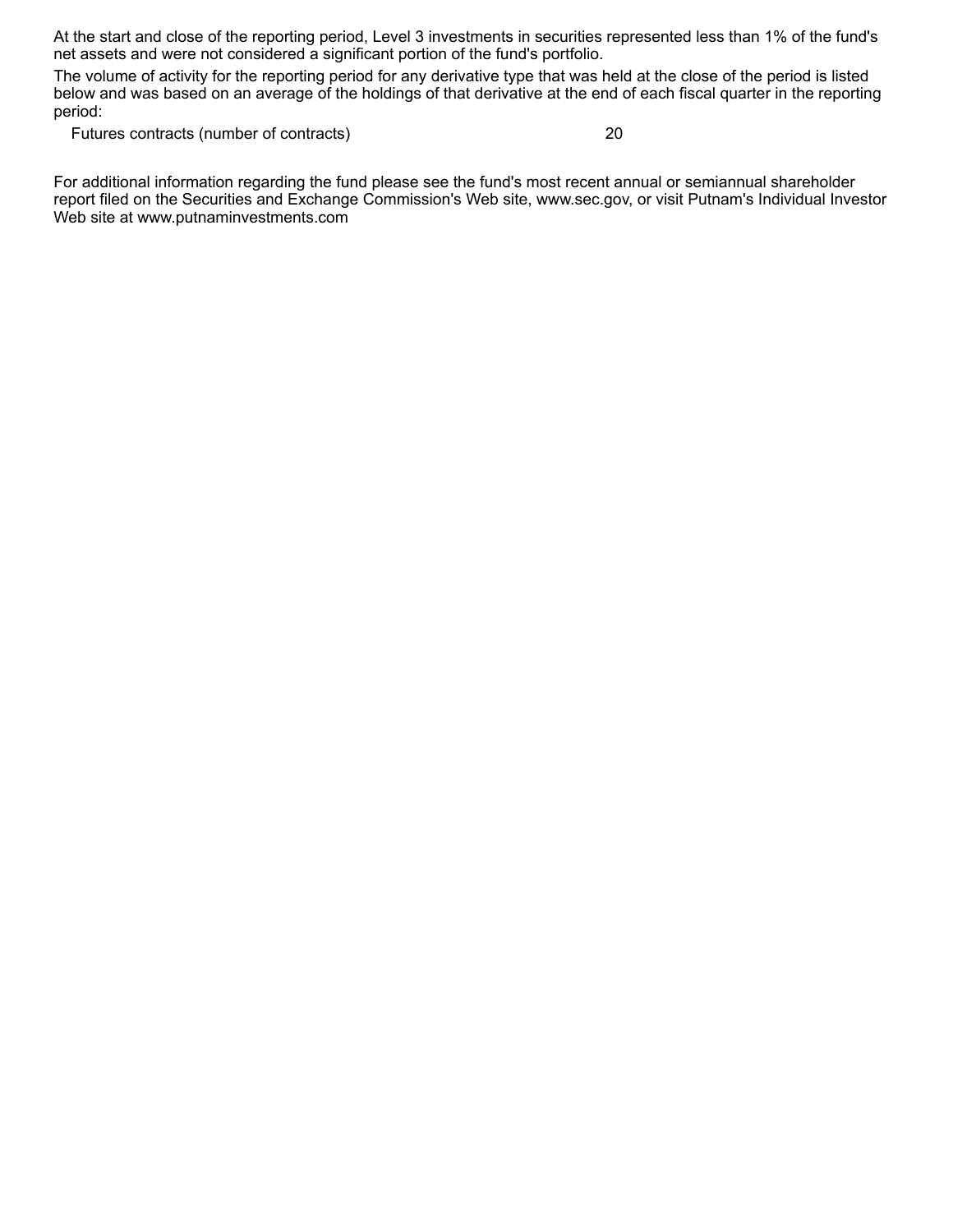At the start and close of the reporting period, Level 3 investments in securities represented less than 1% of the fund's net assets and were not considered a significant portion of the fund's portfolio.

The volume of activity for the reporting period for any derivative type that was held at the close of the period is listed below and was based on an average of the holdings of that derivative at the end of each fiscal quarter in the reporting period:

| | |
|---|---|
| Futures contracts (number of contracts) | 20 |

For additional information regarding the fund please see the fund's most recent annual or semiannual shareholder report filed on the Securities and Exchange Commission's Web site, www.sec.gov, or visit Putnam's Individual Investor Web site at www.putnaminvestments.com